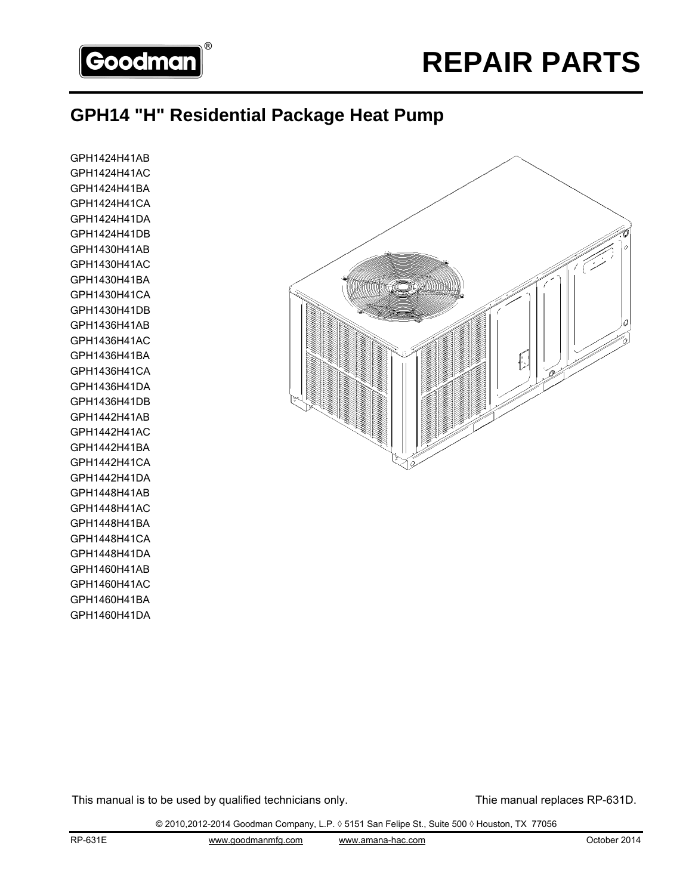Goodman®

# REPAIR PARTS

## GPH14 "H" Residential Package Heat Pump

GPH1424H41AB
GPH1424H41AC
GPH1424H41BA
GPH1424H41CA
GPH1424H41DA
GPH1424H41DB
GPH1430H41AB
GPH1430H41AC
GPH1430H41BA
GPH1430H41CA
GPH1430H41DB
GPH1436H41AB
GPH1436H41AC
GPH1436H41BA
GPH1436H41CA
GPH1436H41DA
GPH1436H41DB
GPH1442H41AB
GPH1442H41AC
GPH1442H41BA
GPH1442H41CA
GPH1442H41DA
GPH1448H41AB
GPH1448H41AC
GPH1448H41BA
GPH1448H41CA
GPH1448H41DA
GPH1460H41AB
GPH1460H41AC
GPH1460H41BA
GPH1460H41DA

This manual is to be used by qualified technicians only.

Thie manual replaces RP-631D.

© 2010,2012-2014 Goodman Company, L.P. ◊ 5151 San Felipe St., Suite 500 ◊ Houston, TX 77056

RP-631E www.goodmanmfg.com www.amana-hac.com October 2014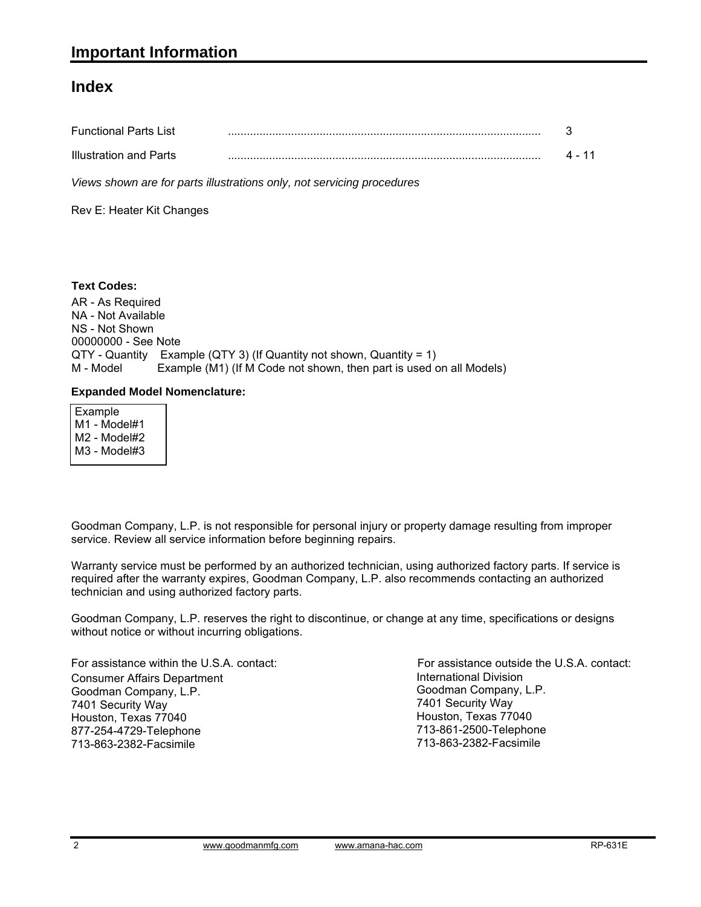# Important Information

## Index

| | | |
|---|---|---|
| Functional Parts List | .................................................................................................. | 3 |
| Illustration and Parts | .................................................................................................. | 4 - 11 |

*Views shown are for parts illustrations only, not servicing procedures*

Rev E: Heater Kit Changes

**Text Codes:**

AR - As Required
NA - Not Available
NS - Not Shown
00000000 - See Note
QTY - Quantity    Example (QTY 3) (If Quantity not shown, Quantity = 1)
M - Model    Example (M1) (If M Code not shown, then part is used on all Models)

**Expanded Model Nomenclature:**

Example
M1 - Model#1
M2 - Model#2
M3 - Model#3

Goodman Company, L.P. is not responsible for personal injury or property damage resulting from improper service. Review all service information before beginning repairs.

Warranty service must be performed by an authorized technician, using authorized factory parts. If service is required after the warranty expires, Goodman Company, L.P. also recommends contacting an authorized technician and using authorized factory parts.

Goodman Company, L.P. reserves the right to discontinue, or change at any time, specifications or designs without notice or without incurring obligations.

For assistance within the U.S.A. contact:
Consumer Affairs Department
Goodman Company, L.P.
7401 Security Way
Houston, Texas 77040
877-254-4729-Telephone
713-863-2382-Facsimile

For assistance outside the U.S.A. contact:
International Division
Goodman Company, L.P.
7401 Security Way
Houston, Texas 77040
713-861-2500-Telephone
713-863-2382-Facsimile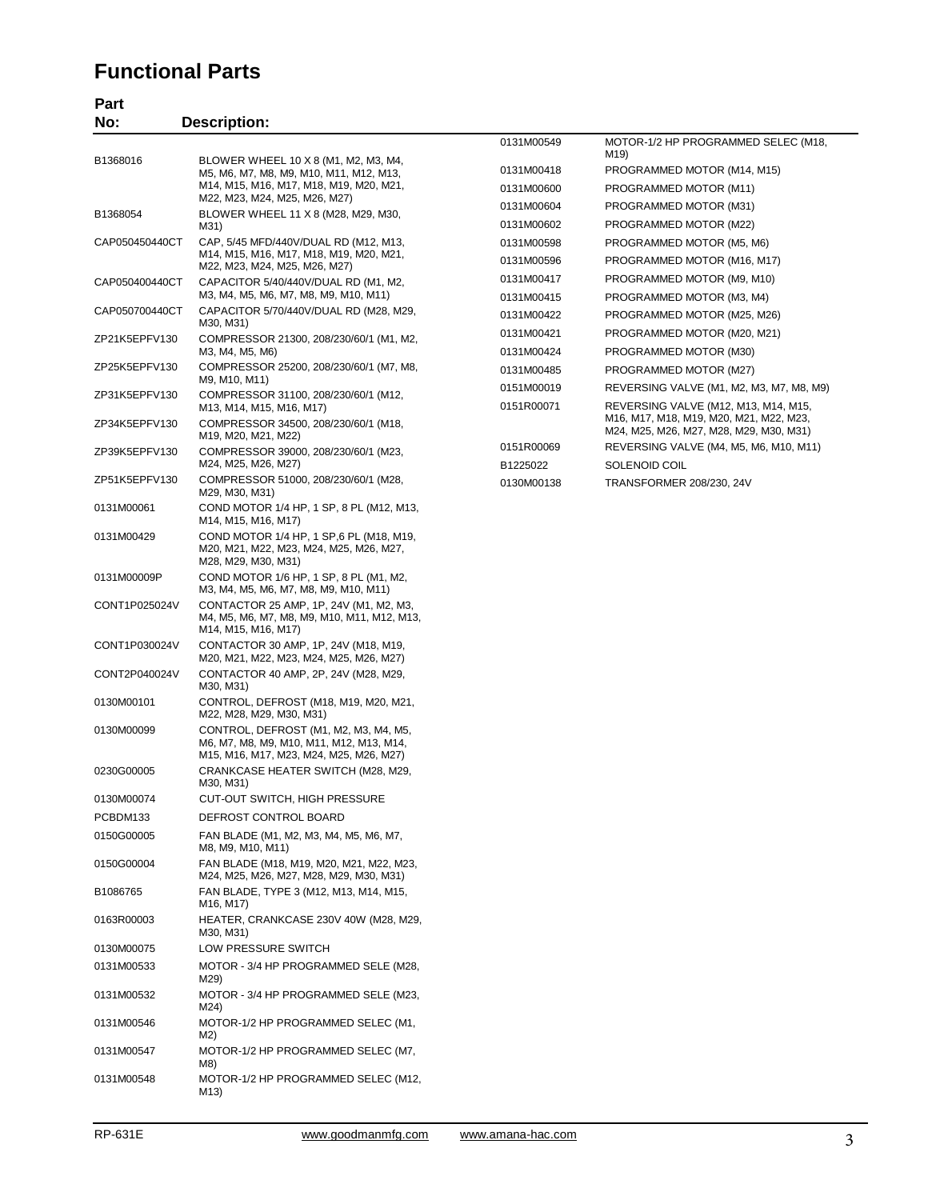# Functional Parts

| Part No: | Description: |
|---|---|
| B1368016 | BLOWER WHEEL 10 X 8 (M1, M2, M3, M4, M5, M6, M7, M8, M9, M10, M11, M12, M13, M14, M15, M16, M17, M18, M19, M20, M21, M22, M23, M24, M25, M26, M27) |
| B1368054 | BLOWER WHEEL 11 X 8 (M28, M29, M30, M31) |
| CAP050450440CT | CAP, 5/45 MFD/440V/DUAL RD (M12, M13, M14, M15, M16, M17, M18, M19, M20, M21, M22, M23, M24, M25, M26, M27) |
| CAP050400440CT | CAPACITOR 5/40/440V/DUAL RD (M1, M2, M3, M4, M5, M6, M7, M8, M9, M10, M11) |
| CAP050700440CT | CAPACITOR 5/70/440V/DUAL RD (M28, M29, M30, M31) |
| ZP21K5EPFV130 | COMPRESSOR 21300, 208/230/60/1 (M1, M2, M3, M4, M5, M6) |
| ZP25K5EPFV130 | COMPRESSOR 25200, 208/230/60/1 (M7, M8, M9, M10, M11) |
| ZP31K5EPFV130 | COMPRESSOR 31100, 208/230/60/1 (M12, M13, M14, M15, M16, M17) |
| ZP34K5EPFV130 | COMPRESSOR 34500, 208/230/60/1 (M18, M19, M20, M21, M22) |
| ZP39K5EPFV130 | COMPRESSOR 39000, 208/230/60/1 (M23, M24, M25, M26, M27) |
| ZP51K5EPFV130 | COMPRESSOR 51000, 208/230/60/1 (M28, M29, M30, M31) |
| 0131M00061 | COND MOTOR 1/4 HP, 1 SP, 8 PL (M12, M13, M14, M15, M16, M17) |
| 0131M00429 | COND MOTOR 1/4 HP, 1 SP,6 PL (M18, M19, M20, M21, M22, M23, M24, M25, M26, M27, M28, M29, M30, M31) |
| 0131M00009P | COND MOTOR 1/6 HP, 1 SP, 8 PL (M1, M2, M3, M4, M5, M6, M7, M8, M9, M10, M11) |
| CONT1P025024V | CONTACTOR 25 AMP, 1P, 24V (M1, M2, M3, M4, M5, M6, M7, M8, M9, M10, M11, M12, M13, M14, M15, M16, M17) |
| CONT1P030024V | CONTACTOR 30 AMP, 1P, 24V (M18, M19, M20, M21, M22, M23, M24, M25, M26, M27) |
| CONT2P040024V | CONTACTOR 40 AMP, 2P, 24V (M28, M29, M30, M31) |
| 0130M00101 | CONTROL, DEFROST (M18, M19, M20, M21, M22, M28, M29, M30, M31) |
| 0130M00099 | CONTROL, DEFROST (M1, M2, M3, M4, M5, M6, M7, M8, M9, M10, M11, M12, M13, M14, M15, M16, M17, M23, M24, M25, M26, M27) |
| 0230G00005 | CRANKCASE HEATER SWITCH (M28, M29, M30, M31) |
| 0130M00074 | CUT-OUT SWITCH, HIGH PRESSURE |
| PCBDM133 | DEFROST CONTROL BOARD |
| 0150G00005 | FAN BLADE (M1, M2, M3, M4, M5, M6, M7, M8, M9, M10, M11) |
| 0150G00004 | FAN BLADE (M18, M19, M20, M21, M22, M23, M24, M25, M26, M27, M28, M29, M30, M31) |
| B1086765 | FAN BLADE, TYPE 3 (M12, M13, M14, M15, M16, M17) |
| 0163R00003 | HEATER, CRANKCASE 230V 40W (M28, M29, M30, M31) |
| 0130M00075 | LOW PRESSURE SWITCH |
| 0131M00533 | MOTOR - 3/4 HP PROGRAMMED SELE (M28, M29) |
| 0131M00532 | MOTOR - 3/4 HP PROGRAMMED SELE (M23, M24) |
| 0131M00546 | MOTOR-1/2 HP PROGRAMMED SELEC (M1, M2) |
| 0131M00547 | MOTOR-1/2 HP PROGRAMMED SELEC (M7, M8) |
| 0131M00548 | MOTOR-1/2 HP PROGRAMMED SELEC (M12, M13) |
| 0131M00549 | MOTOR-1/2 HP PROGRAMMED SELEC (M18, M19) |
| 0131M00418 | PROGRAMMED MOTOR (M14, M15) |
| 0131M00600 | PROGRAMMED MOTOR (M11) |
| 0131M00604 | PROGRAMMED MOTOR (M31) |
| 0131M00602 | PROGRAMMED MOTOR (M22) |
| 0131M00598 | PROGRAMMED MOTOR (M5, M6) |
| 0131M00596 | PROGRAMMED MOTOR (M16, M17) |
| 0131M00417 | PROGRAMMED MOTOR (M9, M10) |
| 0131M00415 | PROGRAMMED MOTOR (M3, M4) |
| 0131M00422 | PROGRAMMED MOTOR (M25, M26) |
| 0131M00421 | PROGRAMMED MOTOR (M20, M21) |
| 0131M00424 | PROGRAMMED MOTOR (M30) |
| 0131M00485 | PROGRAMMED MOTOR (M27) |
| 0151M00019 | REVERSING VALVE (M1, M2, M3, M7, M8, M9) |
| 0151R00071 | REVERSING VALVE (M12, M13, M14, M15, M16, M17, M18, M19, M20, M21, M22, M23, M24, M25, M26, M27, M28, M29, M30, M31) |
| 0151R00069 | REVERSING VALVE (M4, M5, M6, M10, M11) |
| B1225022 | SOLENOID COIL |
| 0130M00138 | TRANSFORMER 208/230, 24V |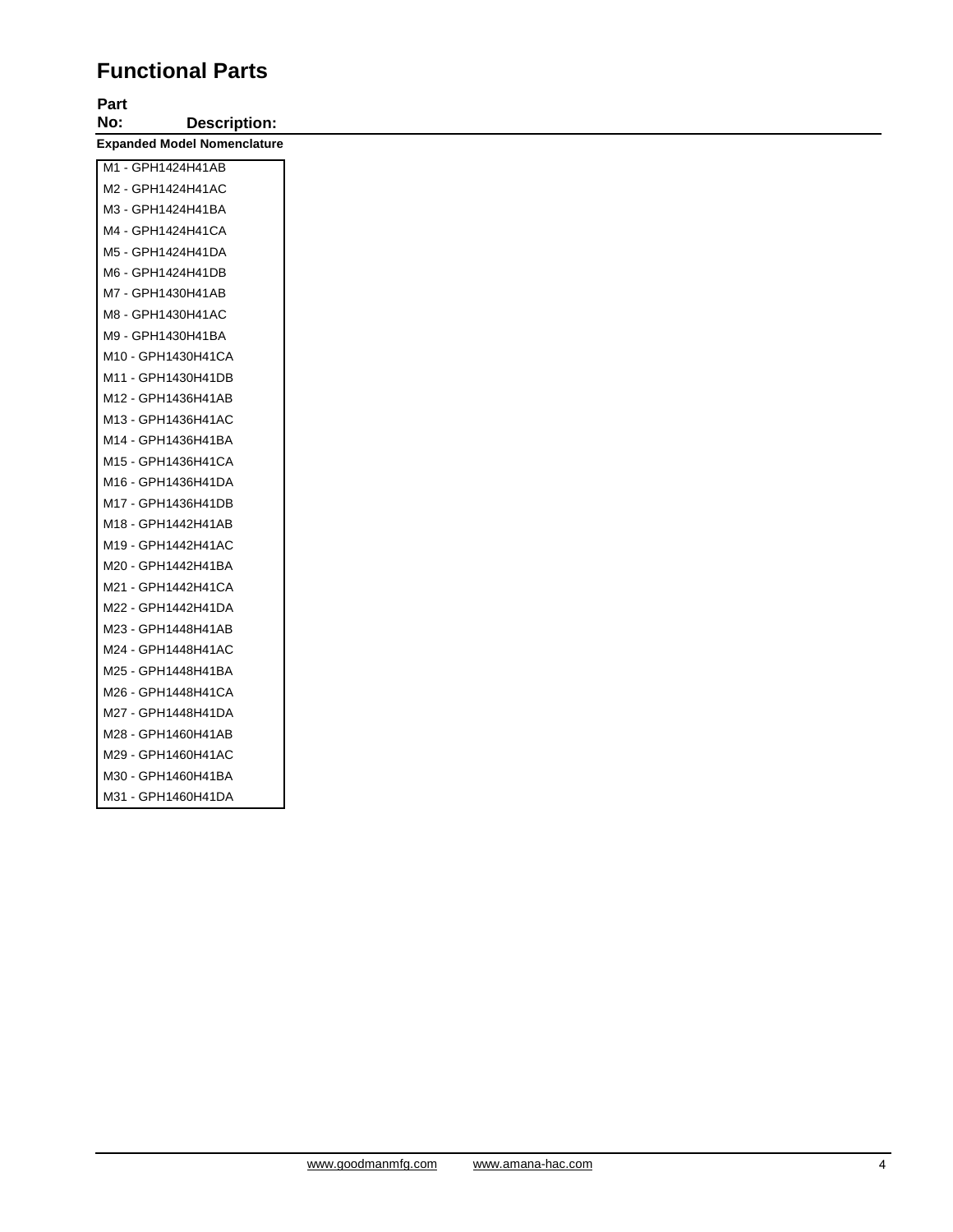# Functional Parts

| Part No: | Description: |
|---|---|

**Expanded Model Nomenclature**

| |
|---|
| M1 - GPH1424H41AB |
| M2 - GPH1424H41AC |
| M3 - GPH1424H41BA |
| M4 - GPH1424H41CA |
| M5 - GPH1424H41DA |
| M6 - GPH1424H41DB |
| M7 - GPH1430H41AB |
| M8 - GPH1430H41AC |
| M9 - GPH1430H41BA |
| M10 - GPH1430H41CA |
| M11 - GPH1430H41DB |
| M12 - GPH1436H41AB |
| M13 - GPH1436H41AC |
| M14 - GPH1436H41BA |
| M15 - GPH1436H41CA |
| M16 - GPH1436H41DA |
| M17 - GPH1436H41DB |
| M18 - GPH1442H41AB |
| M19 - GPH1442H41AC |
| M20 - GPH1442H41BA |
| M21 - GPH1442H41CA |
| M22 - GPH1442H41DA |
| M23 - GPH1448H41AB |
| M24 - GPH1448H41AC |
| M25 - GPH1448H41BA |
| M26 - GPH1448H41CA |
| M27 - GPH1448H41DA |
| M28 - GPH1460H41AB |
| M29 - GPH1460H41AC |
| M30 - GPH1460H41BA |
| M31 - GPH1460H41DA |

www.goodmanmfg.com www.amana-hac.com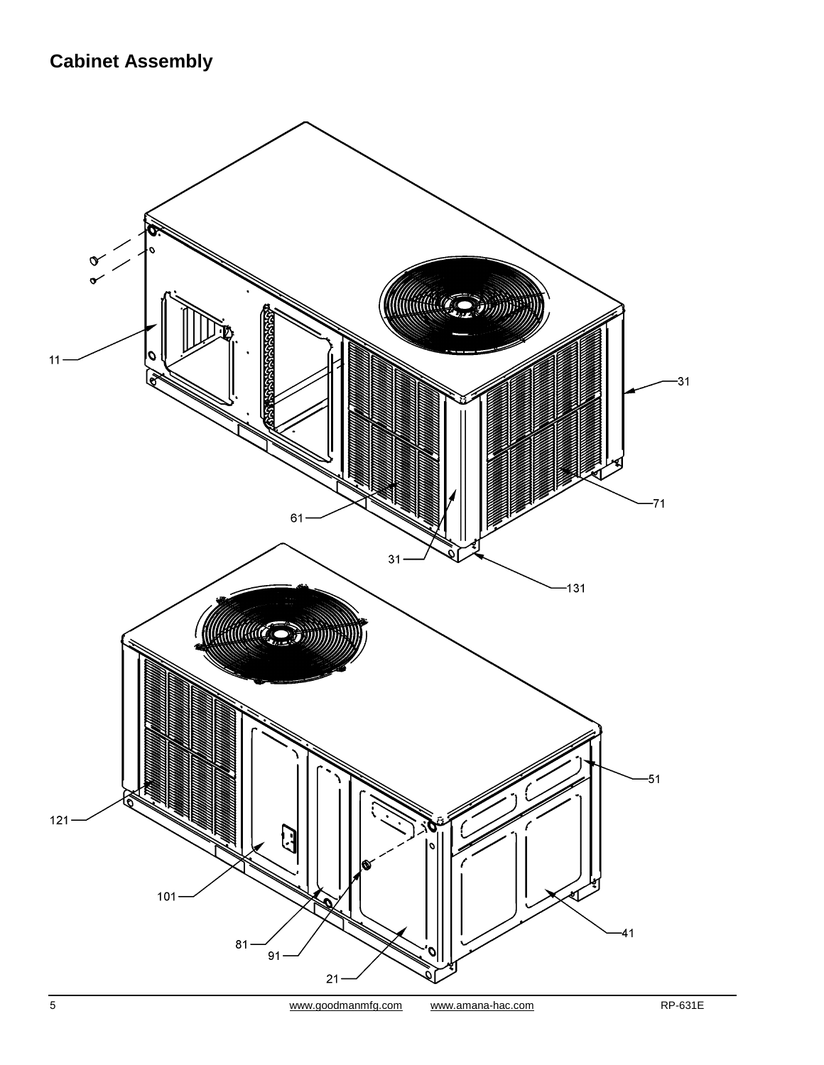## Cabinet Assembly

11

31

61

71

31

131

121

51

101

81

91

21

41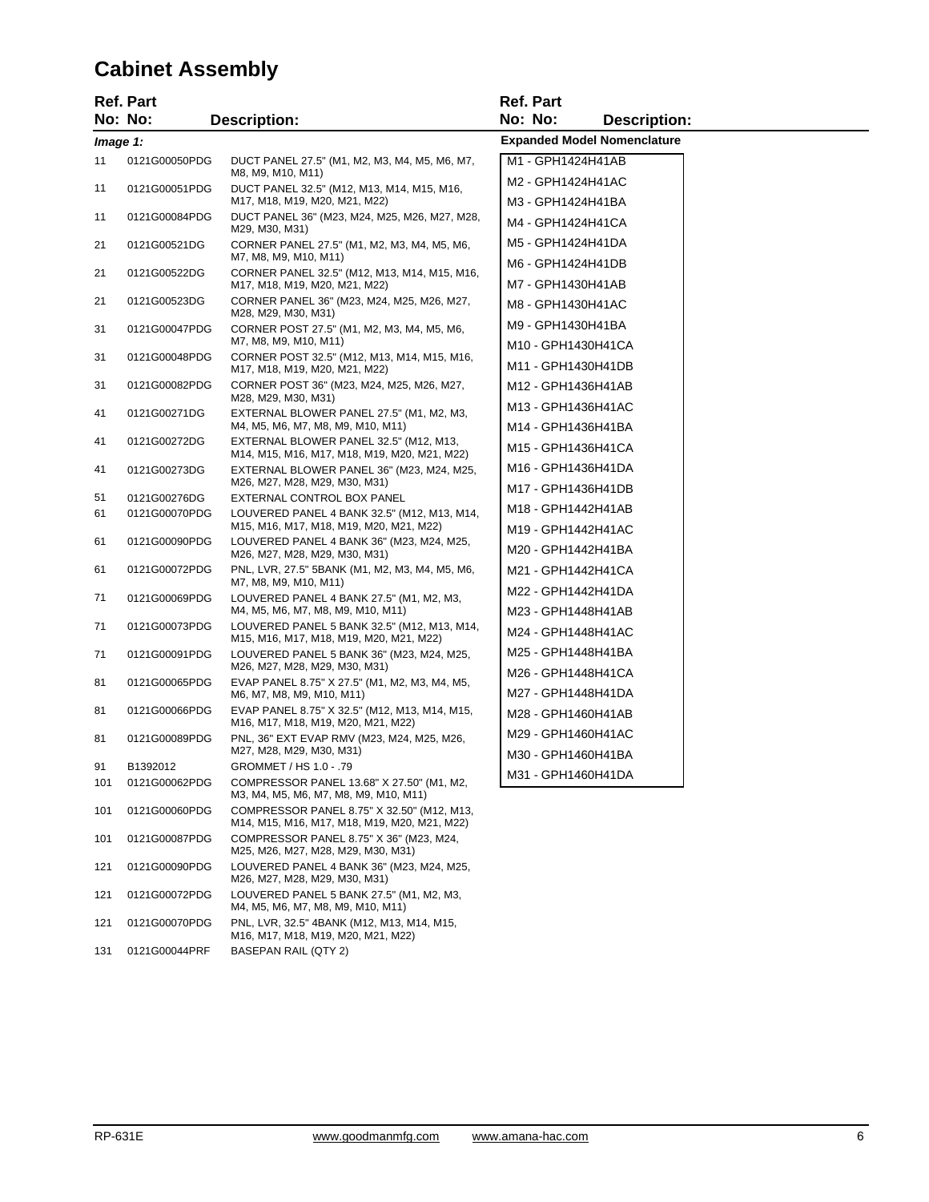# Cabinet Assembly

| Ref. No: | Part No: | Description: |
|---|---|---|
| *Image 1:* | | |
| 11 | 0121G00050PDG | DUCT PANEL 27.5" (M1, M2, M3, M4, M5, M6, M7, M8, M9, M10, M11) |
| 11 | 0121G00051PDG | DUCT PANEL 32.5" (M12, M13, M14, M15, M16, M17, M18, M19, M20, M21, M22) |
| 11 | 0121G00084PDG | DUCT PANEL 36" (M23, M24, M25, M26, M27, M28, M29, M30, M31) |
| 21 | 0121G00521DG | CORNER PANEL 27.5" (M1, M2, M3, M4, M5, M6, M7, M8, M9, M10, M11) |
| 21 | 0121G00522DG | CORNER PANEL 32.5" (M12, M13, M14, M15, M16, M17, M18, M19, M20, M21, M22) |
| 21 | 0121G00523DG | CORNER PANEL 36" (M23, M24, M25, M26, M27, M28, M29, M30, M31) |
| 31 | 0121G00047PDG | CORNER POST 27.5" (M1, M2, M3, M4, M5, M6, M7, M8, M9, M10, M11) |
| 31 | 0121G00048PDG | CORNER POST 32.5" (M12, M13, M14, M15, M16, M17, M18, M19, M20, M21, M22) |
| 31 | 0121G00082PDG | CORNER POST 36" (M23, M24, M25, M26, M27, M28, M29, M30, M31) |
| 41 | 0121G00271DG | EXTERNAL BLOWER PANEL 27.5" (M1, M2, M3, M4, M5, M6, M7, M8, M9, M10, M11) |
| 41 | 0121G00272DG | EXTERNAL BLOWER PANEL 32.5" (M12, M13, M14, M15, M16, M17, M18, M19, M20, M21, M22) |
| 41 | 0121G00273DG | EXTERNAL BLOWER PANEL 36" (M23, M24, M25, M26, M27, M28, M29, M30, M31) |
| 51 | 0121G00276DG | EXTERNAL CONTROL BOX PANEL |
| 61 | 0121G00070PDG | LOUVERED PANEL 4 BANK 32.5" (M12, M13, M14, M15, M16, M17, M18, M19, M20, M21, M22) |
| 61 | 0121G00090PDG | LOUVERED PANEL 4 BANK 36" (M23, M24, M25, M26, M27, M28, M29, M30, M31) |
| 61 | 0121G00072PDG | PNL, LVR, 27.5" 5BANK (M1, M2, M3, M4, M5, M6, M7, M8, M9, M10, M11) |
| 71 | 0121G00069PDG | LOUVERED PANEL 4 BANK 27.5" (M1, M2, M3, M4, M5, M6, M7, M8, M9, M10, M11) |
| 71 | 0121G00073PDG | LOUVERED PANEL 5 BANK 32.5" (M12, M13, M14, M15, M16, M17, M18, M19, M20, M21, M22) |
| 71 | 0121G00091PDG | LOUVERED PANEL 5 BANK 36" (M23, M24, M25, M26, M27, M28, M29, M30, M31) |
| 81 | 0121G00065PDG | EVAP PANEL 8.75" X 27.5" (M1, M2, M3, M4, M5, M6, M7, M8, M9, M10, M11) |
| 81 | 0121G00066PDG | EVAP PANEL 8.75" X 32.5" (M12, M13, M14, M15, M16, M17, M18, M19, M20, M21, M22) |
| 81 | 0121G00089PDG | PNL, 36" EXT EVAP RMV (M23, M24, M25, M26, M27, M28, M29, M30, M31) |
| 91 | B1392012 | GROMMET / HS 1.0 - .79 |
| 101 | 0121G00062PDG | COMPRESSOR PANEL 13.68" X 27.50" (M1, M2, M3, M4, M5, M6, M7, M8, M9, M10, M11) |
| 101 | 0121G00060PDG | COMPRESSOR PANEL 8.75" X 32.50" (M12, M13, M14, M15, M16, M17, M18, M19, M20, M21, M22) |
| 101 | 0121G00087PDG | COMPRESSOR PANEL 8.75" X 36" (M23, M24, M25, M26, M27, M28, M29, M30, M31) |
| 121 | 0121G00090PDG | LOUVERED PANEL 4 BANK 36" (M23, M24, M25, M26, M27, M28, M29, M30, M31) |
| 121 | 0121G00072PDG | LOUVERED PANEL 5 BANK 27.5" (M1, M2, M3, M4, M5, M6, M7, M8, M9, M10, M11) |
| 121 | 0121G00070PDG | PNL, LVR, 32.5" 4BANK (M12, M13, M14, M15, M16, M17, M18, M19, M20, M21, M22) |
| 131 | 0121G00044PRF | BASEPAN RAIL (QTY 2) |

**Expanded Model Nomenclature**

- M1 - GPH1424H41AB
- M2 - GPH1424H41AC
- M3 - GPH1424H41BA
- M4 - GPH1424H41CA
- M5 - GPH1424H41DA
- M6 - GPH1424H41DB
- M7 - GPH1430H41AB
- M8 - GPH1430H41AC
- M9 - GPH1430H41BA
- M10 - GPH1430H41CA
- M11 - GPH1430H41DB
- M12 - GPH1436H41AB
- M13 - GPH1436H41AC
- M14 - GPH1436H41BA
- M15 - GPH1436H41CA
- M16 - GPH1436H41DA
- M17 - GPH1436H41DB
- M18 - GPH1442H41AB
- M19 - GPH1442H41AC
- M20 - GPH1442H41BA
- M21 - GPH1442H41CA
- M22 - GPH1442H41DA
- M23 - GPH1448H41AB
- M24 - GPH1448H41AC
- M25 - GPH1448H41BA
- M26 - GPH1448H41CA
- M27 - GPH1448H41DA
- M28 - GPH1460H41AB
- M29 - GPH1460H41AC
- M30 - GPH1460H41BA
- M31 - GPH1460H41DA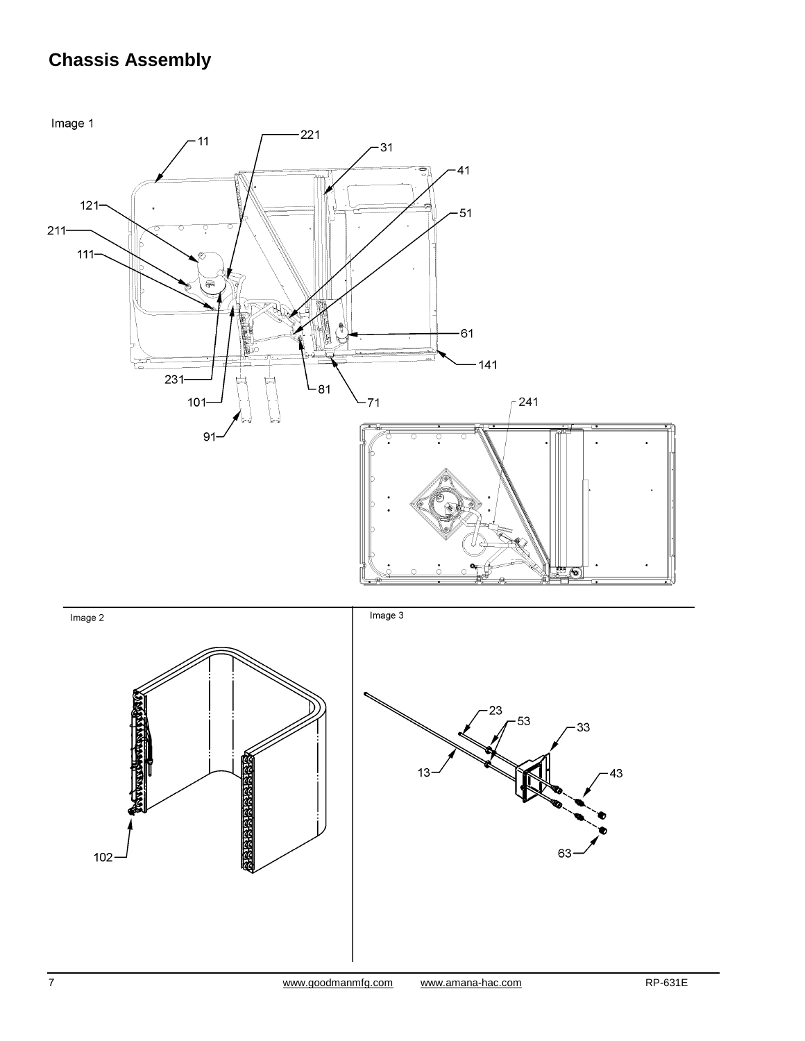## Chassis Assembly

Image 1

11, 221, 31, 41, 51, 121, 211, 111, 61, 141, 231, 81, 101, 71, 241, 91

Image 2

102

Image 3

23, 53, 33, 13, 43, 63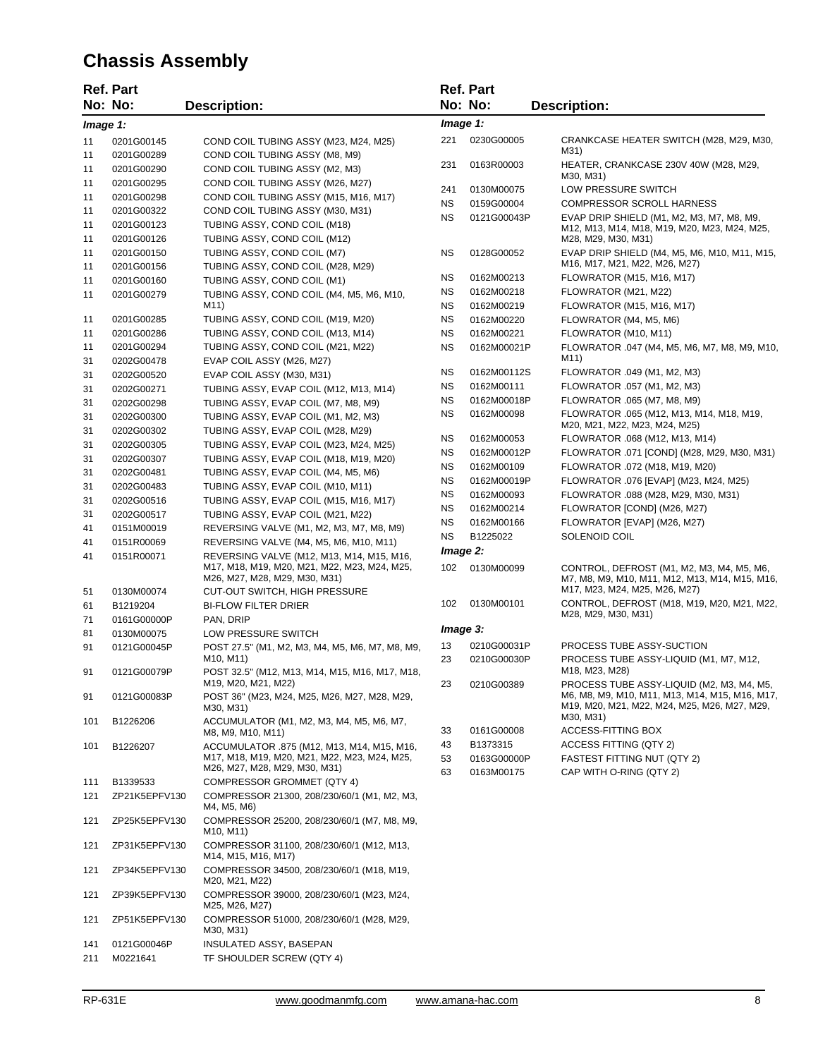# Chassis Assembly

| Ref. No: | Part No: | Description: |
|---|---|---|
| ***Image 1:*** | | |
| 11 | 0201G00145 | COND COIL TUBING ASSY (M23, M24, M25) |
| 11 | 0201G00289 | COND COIL TUBING ASSY (M8, M9) |
| 11 | 0201G00290 | COND COIL TUBING ASSY (M2, M3) |
| 11 | 0201G00295 | COND COIL TUBING ASSY (M26, M27) |
| 11 | 0201G00298 | COND COIL TUBING ASSY (M15, M16, M17) |
| 11 | 0201G00322 | COND COIL TUBING ASSY (M30, M31) |
| 11 | 0201G00123 | TUBING ASSY, COND COIL (M18) |
| 11 | 0201G00126 | TUBING ASSY, COND COIL (M12) |
| 11 | 0201G00150 | TUBING ASSY, COND COIL (M7) |
| 11 | 0201G00156 | TUBING ASSY, COND COIL (M28, M29) |
| 11 | 0201G00160 | TUBING ASSY, COND COIL (M1) |
| 11 | 0201G00279 | TUBING ASSY, COND COIL (M4, M5, M6, M10, M11) |
| 11 | 0201G00285 | TUBING ASSY, COND COIL (M19, M20) |
| 11 | 0201G00286 | TUBING ASSY, COND COIL (M13, M14) |
| 11 | 0201G00294 | TUBING ASSY, COND COIL (M21, M22) |
| 31 | 0202G00478 | EVAP COIL ASSY (M26, M27) |
| 31 | 0202G00520 | EVAP COIL ASSY (M30, M31) |
| 31 | 0202G00271 | TUBING ASSY, EVAP COIL (M12, M13, M14) |
| 31 | 0202G00298 | TUBING ASSY, EVAP COIL (M7, M8, M9) |
| 31 | 0202G00300 | TUBING ASSY, EVAP COIL (M1, M2, M3) |
| 31 | 0202G00302 | TUBING ASSY, EVAP COIL (M28, M29) |
| 31 | 0202G00305 | TUBING ASSY, EVAP COIL (M23, M24, M25) |
| 31 | 0202G00307 | TUBING ASSY, EVAP COIL (M18, M19, M20) |
| 31 | 0202G00481 | TUBING ASSY, EVAP COIL (M4, M5, M6) |
| 31 | 0202G00483 | TUBING ASSY, EVAP COIL (M10, M11) |
| 31 | 0202G00516 | TUBING ASSY, EVAP COIL (M15, M16, M17) |
| 31 | 0202G00517 | TUBING ASSY, EVAP COIL (M21, M22) |
| 41 | 0151M00019 | REVERSING VALVE (M1, M2, M3, M7, M8, M9) |
| 41 | 0151R00069 | REVERSING VALVE (M4, M5, M6, M10, M11) |
| 41 | 0151R00071 | REVERSING VALVE (M12, M13, M14, M15, M16, M17, M18, M19, M20, M21, M22, M23, M24, M25, M26, M27, M28, M29, M30, M31) |
| 51 | 0130M00074 | CUT-OUT SWITCH, HIGH PRESSURE |
| 61 | B1219204 | BI-FLOW FILTER DRIER |
| 71 | 0161G00000P | PAN, DRIP |
| 81 | 0130M00075 | LOW PRESSURE SWITCH |
| 91 | 0121G00045P | POST 27.5" (M1, M2, M3, M4, M5, M6, M7, M8, M9, M10, M11) |
| 91 | 0121G00079P | POST 32.5" (M12, M13, M14, M15, M16, M17, M18, M19, M20, M21, M22) |
| 91 | 0121G00083P | POST 36" (M23, M24, M25, M26, M27, M28, M29, M30, M31) |
| 101 | B1226206 | ACCUMULATOR (M1, M2, M3, M4, M5, M6, M7, M8, M9, M10, M11) |
| 101 | B1226207 | ACCUMULATOR .875 (M12, M13, M14, M15, M16, M17, M18, M19, M20, M21, M22, M23, M24, M25, M26, M27, M28, M29, M30, M31) |
| 111 | B1339533 | COMPRESSOR GROMMET (QTY 4) |
| 121 | ZP21K5EPFV130 | COMPRESSOR 21300, 208/230/60/1 (M1, M2, M3, M4, M5, M6) |
| 121 | ZP25K5EPFV130 | COMPRESSOR 25200, 208/230/60/1 (M7, M8, M9, M10, M11) |
| 121 | ZP31K5EPFV130 | COMPRESSOR 31100, 208/230/60/1 (M12, M13, M14, M15, M16, M17) |
| 121 | ZP34K5EPFV130 | COMPRESSOR 34500, 208/230/60/1 (M18, M19, M20, M21, M22) |
| 121 | ZP39K5EPFV130 | COMPRESSOR 39000, 208/230/60/1 (M23, M24, M25, M26, M27) |
| 121 | ZP51K5EPFV130 | COMPRESSOR 51000, 208/230/60/1 (M28, M29, M30, M31) |
| 141 | 0121G00046P | INSULATED ASSY, BASEPAN |
| 211 | M0221641 | TF SHOULDER SCREW (QTY 4) |
| 221 | 0230G00005 | CRANKCASE HEATER SWITCH (M28, M29, M30, M31) |
| 231 | 0163R00003 | HEATER, CRANKCASE 230V 40W (M28, M29, M30, M31) |
| 241 | 0130M00075 | LOW PRESSURE SWITCH |
| NS | 0159G00004 | COMPRESSOR SCROLL HARNESS |
| NS | 0121G00043P | EVAP DRIP SHIELD (M1, M2, M3, M7, M8, M9, M12, M13, M14, M18, M19, M20, M23, M24, M25, M28, M29, M30, M31) |
| NS | 0128G00052 | EVAP DRIP SHIELD (M4, M5, M6, M10, M11, M15, M16, M17, M21, M22, M26, M27) |
| NS | 0162M00213 | FLOWRATOR (M15, M16, M17) |
| NS | 0162M00218 | FLOWRATOR (M21, M22) |
| NS | 0162M00219 | FLOWRATOR (M15, M16, M17) |
| NS | 0162M00220 | FLOWRATOR (M4, M5, M6) |
| NS | 0162M00221 | FLOWRATOR (M10, M11) |
| NS | 0162M00021P | FLOWRATOR .047 (M4, M5, M6, M7, M8, M9, M10, M11) |
| NS | 0162M00112S | FLOWRATOR .049 (M1, M2, M3) |
| NS | 0162M00111 | FLOWRATOR .057 (M1, M2, M3) |
| NS | 0162M00018P | FLOWRATOR .065 (M7, M8, M9) |
| NS | 0162M00098 | FLOWRATOR .065 (M12, M13, M14, M18, M19, M20, M21, M22, M23, M24, M25) |
| NS | 0162M00053 | FLOWRATOR .068 (M12, M13, M14) |
| NS | 0162M00012P | FLOWRATOR .071 [COND] (M28, M29, M30, M31) |
| NS | 0162M00109 | FLOWRATOR .072 (M18, M19, M20) |
| NS | 0162M00019P | FLOWRATOR .076 [EVAP] (M23, M24, M25) |
| NS | 0162M00093 | FLOWRATOR .088 (M28, M29, M30, M31) |
| NS | 0162M00214 | FLOWRATOR [COND] (M26, M27) |
| NS | 0162M00166 | FLOWRATOR [EVAP] (M26, M27) |
| NS | B1225022 | SOLENOID COIL |
| ***Image 2:*** | | |
| 102 | 0130M00099 | CONTROL, DEFROST (M1, M2, M3, M4, M5, M6, M7, M8, M9, M10, M11, M12, M13, M14, M15, M16, M17, M23, M24, M25, M26, M27) |
| 102 | 0130M00101 | CONTROL, DEFROST (M18, M19, M20, M21, M22, M28, M29, M30, M31) |
| ***Image 3:*** | | |
| 13 | 0210G00031P | PROCESS TUBE ASSY-SUCTION |
| 23 | 0210G00030P | PROCESS TUBE ASSY-LIQUID (M1, M7, M12, M18, M23, M28) |
| 23 | 0210G00389 | PROCESS TUBE ASSY-LIQUID (M2, M3, M4, M5, M6, M8, M9, M10, M11, M13, M14, M15, M16, M17, M19, M20, M21, M22, M24, M25, M26, M27, M29, M30, M31) |
| 33 | 0161G00008 | ACCESS-FITTING BOX |
| 43 | B1373315 | ACCESS FITTING (QTY 2) |
| 53 | 0163G00000P | FASTEST FITTING NUT (QTY 2) |
| 63 | 0163M00175 | CAP WITH O-RING (QTY 2) |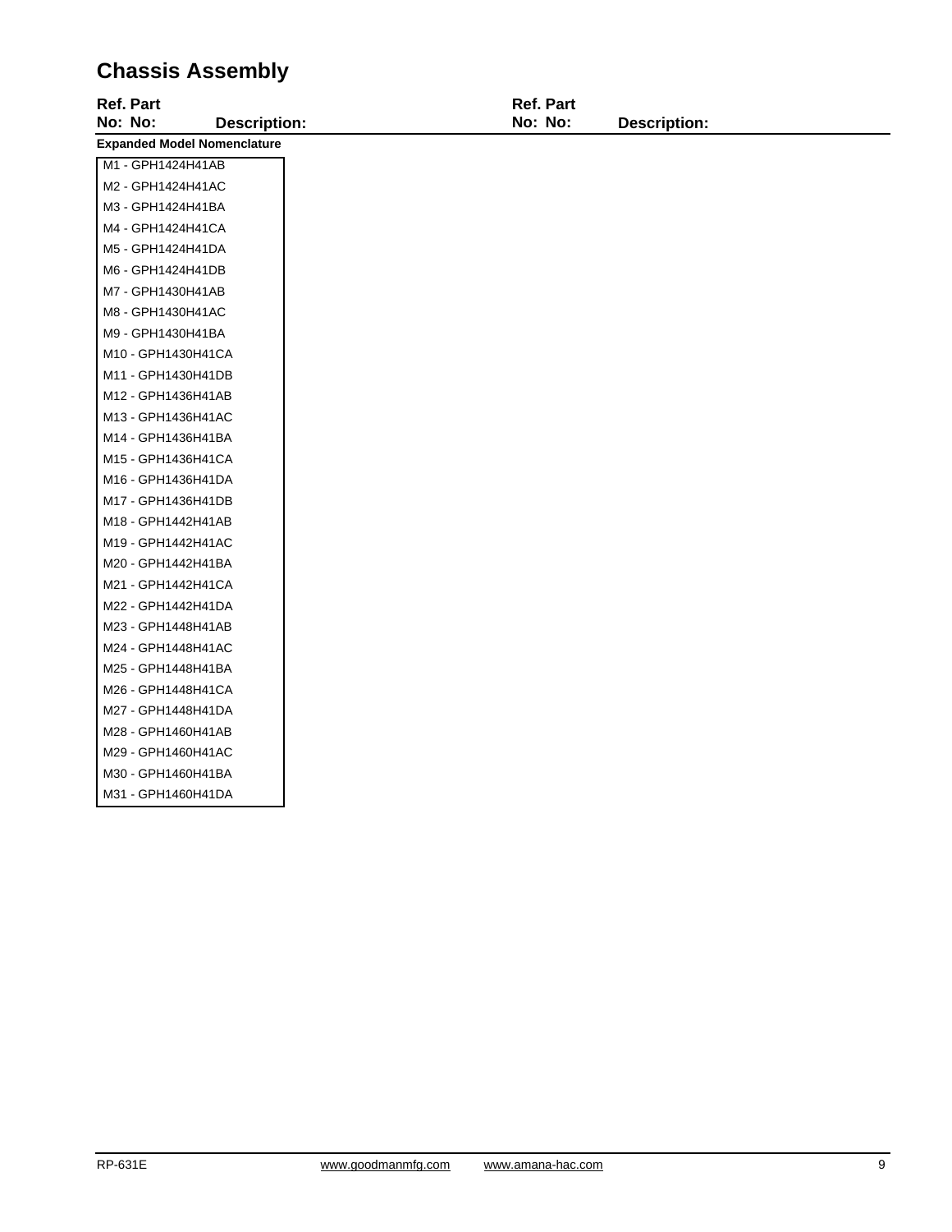# Chassis Assembly

| Ref. No: | Part No: | Description: | Ref. No: | Part No: | Description: |
|---|---|---|---|---|---|

**Expanded Model Nomenclature**

| |
|---|
| M1 - GPH1424H41AB |
| M2 - GPH1424H41AC |
| M3 - GPH1424H41BA |
| M4 - GPH1424H41CA |
| M5 - GPH1424H41DA |
| M6 - GPH1424H41DB |
| M7 - GPH1430H41AB |
| M8 - GPH1430H41AC |
| M9 - GPH1430H41BA |
| M10 - GPH1430H41CA |
| M11 - GPH1430H41DB |
| M12 - GPH1436H41AB |
| M13 - GPH1436H41AC |
| M14 - GPH1436H41BA |
| M15 - GPH1436H41CA |
| M16 - GPH1436H41DA |
| M17 - GPH1436H41DB |
| M18 - GPH1442H41AB |
| M19 - GPH1442H41AC |
| M20 - GPH1442H41BA |
| M21 - GPH1442H41CA |
| M22 - GPH1442H41DA |
| M23 - GPH1448H41AB |
| M24 - GPH1448H41AC |
| M25 - GPH1448H41BA |
| M26 - GPH1448H41CA |
| M27 - GPH1448H41DA |
| M28 - GPH1460H41AB |
| M29 - GPH1460H41AC |
| M30 - GPH1460H41BA |
| M31 - GPH1460H41DA |

RP-631E www.goodmanmfg.com www.amana-hac.com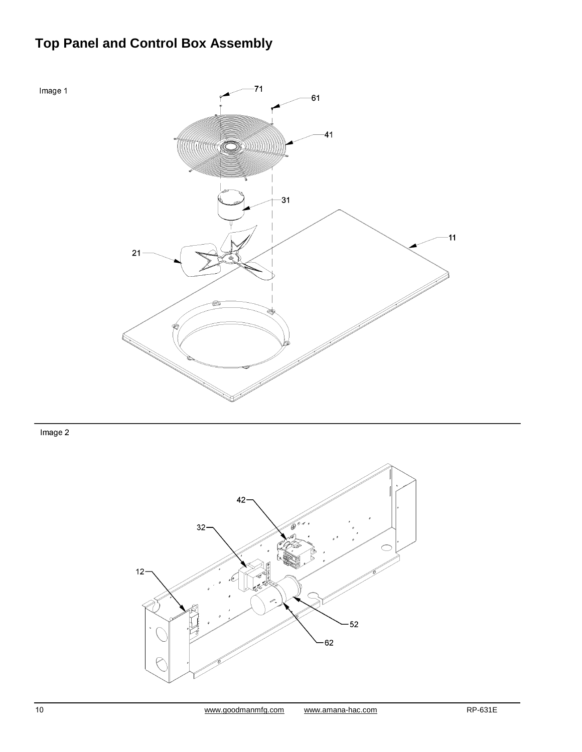## Top Panel and Control Box Assembly

Image 1

71

61

41

31

11

21

Image 2

42

32

12

52

62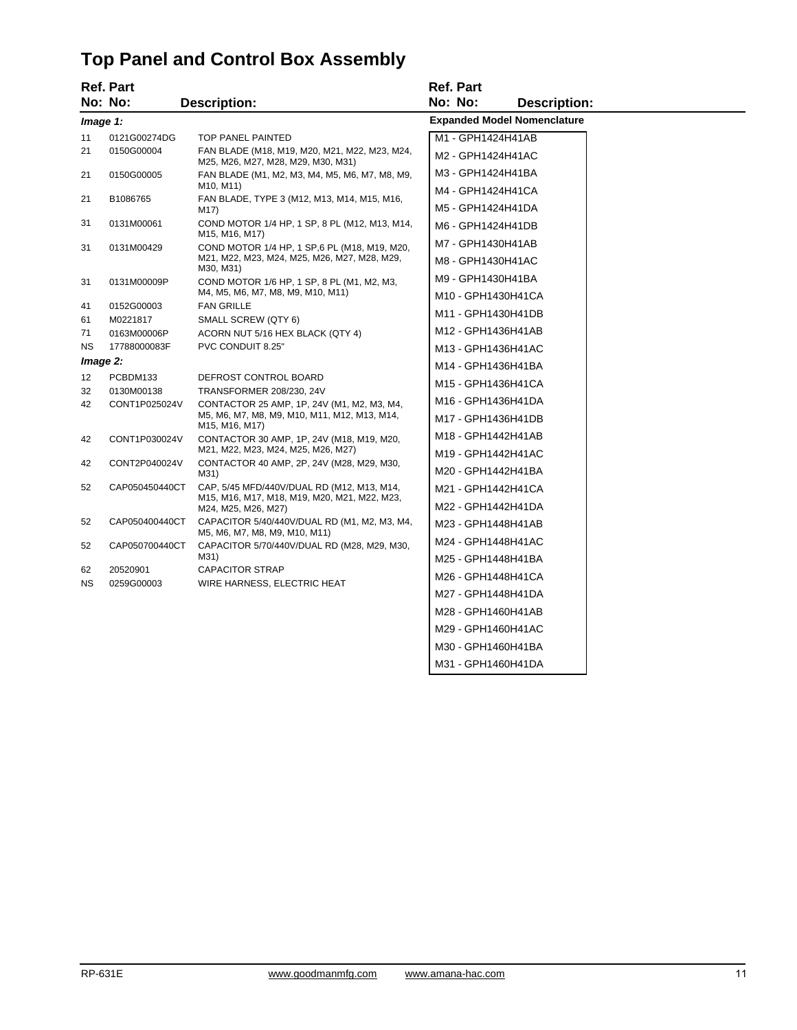# Top Panel and Control Box Assembly

| Ref. No: | Part No: | Description: |
|---|---|---|
| ***Image 1:*** | | |
| 11 | 0121G00274DG | TOP PANEL PAINTED |
| 21 | 0150G00004 | FAN BLADE (M18, M19, M20, M21, M22, M23, M24, M25, M26, M27, M28, M29, M30, M31) |
| 21 | 0150G00005 | FAN BLADE (M1, M2, M3, M4, M5, M6, M7, M8, M9, M10, M11) |
| 21 | B1086765 | FAN BLADE, TYPE 3 (M12, M13, M14, M15, M16, M17) |
| 31 | 0131M00061 | COND MOTOR 1/4 HP, 1 SP, 8 PL (M12, M13, M14, M15, M16, M17) |
| 31 | 0131M00429 | COND MOTOR 1/4 HP, 1 SP,6 PL (M18, M19, M20, M21, M22, M23, M24, M25, M26, M27, M28, M29, M30, M31) |
| 31 | 0131M00009P | COND MOTOR 1/6 HP, 1 SP, 8 PL (M1, M2, M3, M4, M5, M6, M7, M8, M9, M10, M11) |
| 41 | 0152G00003 | FAN GRILLE |
| 61 | M0221817 | SMALL SCREW (QTY 6) |
| 71 | 0163M00006P | ACORN NUT 5/16 HEX BLACK (QTY 4) |
| NS | 17788000083F | PVC CONDUIT 8.25" |
| ***Image 2:*** | | |
| 12 | PCBDM133 | DEFROST CONTROL BOARD |
| 32 | 0130M00138 | TRANSFORMER 208/230, 24V |
| 42 | CONT1P025024V | CONTACTOR 25 AMP, 1P, 24V (M1, M2, M3, M4, M5, M6, M7, M8, M9, M10, M11, M12, M13, M14, M15, M16, M17) |
| 42 | CONT1P030024V | CONTACTOR 30 AMP, 1P, 24V (M18, M19, M20, M21, M22, M23, M24, M25, M26, M27) |
| 42 | CONT2P040024V | CONTACTOR 40 AMP, 2P, 24V (M28, M29, M30, M31) |
| 52 | CAP050450440CT | CAP, 5/45 MFD/440V/DUAL RD (M12, M13, M14, M15, M16, M17, M18, M19, M20, M21, M22, M23, M24, M25, M26, M27) |
| 52 | CAP050400440CT | CAPACITOR 5/40/440V/DUAL RD (M1, M2, M3, M4, M5, M6, M7, M8, M9, M10, M11) |
| 52 | CAP050700440CT | CAPACITOR 5/70/440V/DUAL RD (M28, M29, M30, M31) |
| 62 | 20520901 | CAPACITOR STRAP |
| NS | 0259G00003 | WIRE HARNESS, ELECTRIC HEAT |

**Expanded Model Nomenclature**

| |
|---|
| M1 - GPH1424H41AB |
| M2 - GPH1424H41AC |
| M3 - GPH1424H41BA |
| M4 - GPH1424H41CA |
| M5 - GPH1424H41DA |
| M6 - GPH1424H41DB |
| M7 - GPH1430H41AB |
| M8 - GPH1430H41AC |
| M9 - GPH1430H41BA |
| M10 - GPH1430H41CA |
| M11 - GPH1430H41DB |
| M12 - GPH1436H41AB |
| M13 - GPH1436H41AC |
| M14 - GPH1436H41BA |
| M15 - GPH1436H41CA |
| M16 - GPH1436H41DA |
| M17 - GPH1436H41DB |
| M18 - GPH1442H41AB |
| M19 - GPH1442H41AC |
| M20 - GPH1442H41BA |
| M21 - GPH1442H41CA |
| M22 - GPH1442H41DA |
| M23 - GPH1448H41AB |
| M24 - GPH1448H41AC |
| M25 - GPH1448H41BA |
| M26 - GPH1448H41CA |
| M27 - GPH1448H41DA |
| M28 - GPH1460H41AB |
| M29 - GPH1460H41AC |
| M30 - GPH1460H41BA |
| M31 - GPH1460H41DA |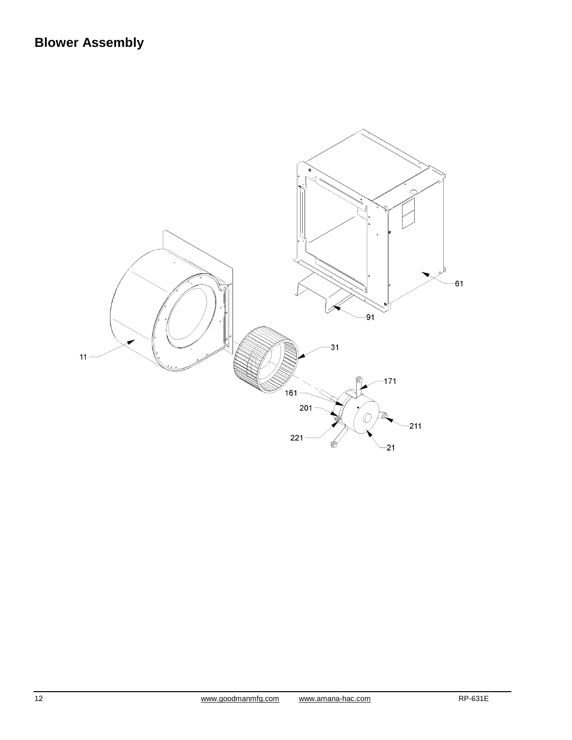## Blower Assembly

11

31

61

91

171

161

201

211

221

21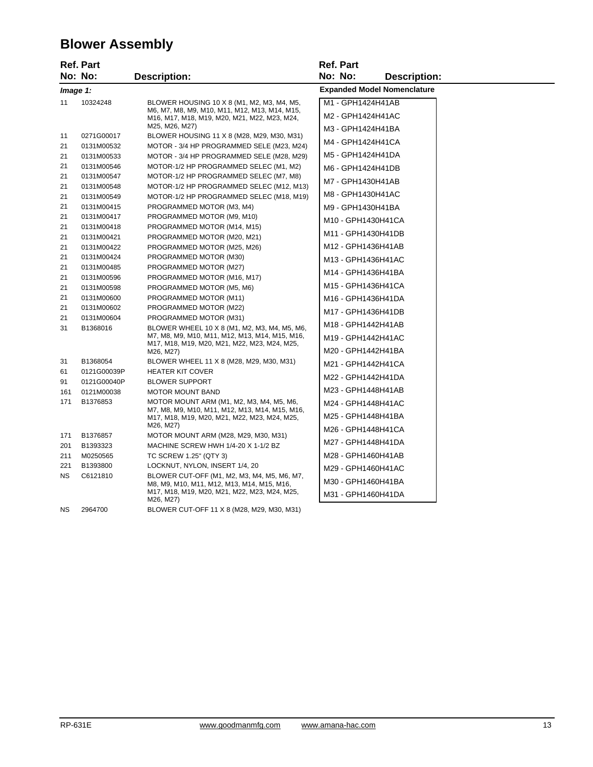# Blower Assembly

| Ref. No: | Part No: | Description: |
|---|---|---|
| *Image 1:* | | |
| 11 | 10324248 | BLOWER HOUSING 10 X 8 (M1, M2, M3, M4, M5, M6, M7, M8, M9, M10, M11, M12, M13, M14, M15, M16, M17, M18, M19, M20, M21, M22, M23, M24, M25, M26, M27) |
| 11 | 0271G00017 | BLOWER HOUSING 11 X 8 (M28, M29, M30, M31) |
| 21 | 0131M00532 | MOTOR - 3/4 HP PROGRAMMED SELE (M23, M24) |
| 21 | 0131M00533 | MOTOR - 3/4 HP PROGRAMMED SELE (M28, M29) |
| 21 | 0131M00546 | MOTOR-1/2 HP PROGRAMMED SELEC (M1, M2) |
| 21 | 0131M00547 | MOTOR-1/2 HP PROGRAMMED SELEC (M7, M8) |
| 21 | 0131M00548 | MOTOR-1/2 HP PROGRAMMED SELEC (M12, M13) |
| 21 | 0131M00549 | MOTOR-1/2 HP PROGRAMMED SELEC (M18, M19) |
| 21 | 0131M00415 | PROGRAMMED MOTOR (M3, M4) |
| 21 | 0131M00417 | PROGRAMMED MOTOR (M9, M10) |
| 21 | 0131M00418 | PROGRAMMED MOTOR (M14, M15) |
| 21 | 0131M00421 | PROGRAMMED MOTOR (M20, M21) |
| 21 | 0131M00422 | PROGRAMMED MOTOR (M25, M26) |
| 21 | 0131M00424 | PROGRAMMED MOTOR (M30) |
| 21 | 0131M00485 | PROGRAMMED MOTOR (M27) |
| 21 | 0131M00596 | PROGRAMMED MOTOR (M16, M17) |
| 21 | 0131M00598 | PROGRAMMED MOTOR (M5, M6) |
| 21 | 0131M00600 | PROGRAMMED MOTOR (M11) |
| 21 | 0131M00602 | PROGRAMMED MOTOR (M22) |
| 21 | 0131M00604 | PROGRAMMED MOTOR (M31) |
| 31 | B1368016 | BLOWER WHEEL 10 X 8 (M1, M2, M3, M4, M5, M6, M7, M8, M9, M10, M11, M12, M13, M14, M15, M16, M17, M18, M19, M20, M21, M22, M23, M24, M25, M26, M27) |
| 31 | B1368054 | BLOWER WHEEL 11 X 8 (M28, M29, M30, M31) |
| 61 | 0121G00039P | HEATER KIT COVER |
| 91 | 0121G00040P | BLOWER SUPPORT |
| 161 | 0121M00038 | MOTOR MOUNT BAND |
| 171 | B1376853 | MOTOR MOUNT ARM (M1, M2, M3, M4, M5, M6, M7, M8, M9, M10, M11, M12, M13, M14, M15, M16, M17, M18, M19, M20, M21, M22, M23, M24, M25, M26, M27) |
| 171 | B1376857 | MOTOR MOUNT ARM (M28, M29, M30, M31) |
| 201 | B1393323 | MACHINE SCREW HWH 1/4-20 X 1-1/2 BZ |
| 211 | M0250565 | TC SCREW 1.25" (QTY 3) |
| 221 | B1393800 | LOCKNUT, NYLON, INSERT 1/4, 20 |
| NS | C6121810 | BLOWER CUT-OFF (M1, M2, M3, M4, M5, M6, M7, M8, M9, M10, M11, M12, M13, M14, M15, M16, M17, M18, M19, M20, M21, M22, M23, M24, M25, M26, M27) |
| NS | 2964700 | BLOWER CUT-OFF 11 X 8 (M28, M29, M30, M31) |

**Expanded Model Nomenclature**

- M1 - GPH1424H41AB
- M2 - GPH1424H41AC
- M3 - GPH1424H41BA
- M4 - GPH1424H41CA
- M5 - GPH1424H41DA
- M6 - GPH1424H41DB
- M7 - GPH1430H41AB
- M8 - GPH1430H41AC
- M9 - GPH1430H41BA
- M10 - GPH1430H41CA
- M11 - GPH1430H41DB
- M12 - GPH1436H41AB
- M13 - GPH1436H41AC
- M14 - GPH1436H41BA
- M15 - GPH1436H41CA
- M16 - GPH1436H41DA
- M17 - GPH1436H41DB
- M18 - GPH1442H41AB
- M19 - GPH1442H41AC
- M20 - GPH1442H41BA
- M21 - GPH1442H41CA
- M22 - GPH1442H41DA
- M23 - GPH1448H41AB
- M24 - GPH1448H41AC
- M25 - GPH1448H41BA
- M26 - GPH1448H41CA
- M27 - GPH1448H41DA
- M28 - GPH1460H41AB
- M29 - GPH1460H41AC
- M30 - GPH1460H41BA
- M31 - GPH1460H41DA

RP-631E www.goodmanmfg.com www.amana-hac.com